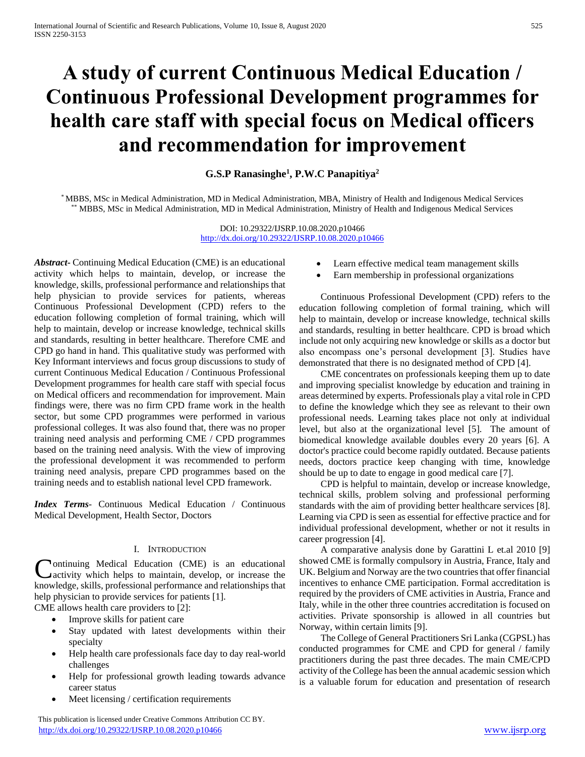# A study of current Continuous Medical Education / Continuous Professional Development programmes for health care staff with special focus on Medical officers and recommendation for improvement

**G.S.P Ranasinghe[1], P.W.C Panapitiya[2]**

[*] MBBS, MSc in Medical Administration, MD in Medical Administration, MBA, Ministry of Health and Indigenous Medical Services
[**] MBBS, MSc in Medical Administration, MD in Medical Administration, Ministry of Health and Indigenous Medical Services

DOI: 10.29322/IJSRP.10.08.2020.p10466
http://dx.doi.org/10.29322/IJSRP.10.08.2020.p10466

***Abstract***- Continuing Medical Education (CME) is an educational activity which helps to maintain, develop, or increase the knowledge, skills, professional performance and relationships that help physician to provide services for patients, whereas Continuous Professional Development (CPD) refers to the education following completion of formal training, which will help to maintain, develop or increase knowledge, technical skills and standards, resulting in better healthcare. Therefore CME and CPD go hand in hand. This qualitative study was performed with Key Informant interviews and focus group discussions to study of current Continuous Medical Education / Continuous Professional Development programmes for health care staff with special focus on Medical officers and recommendation for improvement. Main findings were, there was no firm CPD frame work in the health sector, but some CPD programmes were performed in various professional colleges. It was also found that, there was no proper training need analysis and performing CME / CPD programmes based on the training need analysis. With the view of improving the professional development it was recommended to perform training need analysis, prepare CPD programmes based on the training needs and to establish national level CPD framework.

***Index Terms***- Continuous Medical Education / Continuous Medical Development, Health Sector, Doctors

## I. Introduction

Continuing Medical Education (CME) is an educational activity which helps to maintain, develop, or increase the knowledge, skills, professional performance and relationships that help physician to provide services for patients [1].

CME allows health care providers to [2]:

- Improve skills for patient care
- Stay updated with latest developments within their specialty
- Help health care professionals face day to day real-world challenges
- Help for professional growth leading towards advance career status
- Meet licensing / certification requirements
- Learn effective medical team management skills
- Earn membership in professional organizations

Continuous Professional Development (CPD) refers to the education following completion of formal training, which will help to maintain, develop or increase knowledge, technical skills and standards, resulting in better healthcare. CPD is broad which include not only acquiring new knowledge or skills as a doctor but also encompass one's personal development [3]. Studies have demonstrated that there is no designated method of CPD [4].

CME concentrates on professionals keeping them up to date and improving specialist knowledge by education and training in areas determined by experts. Professionals play a vital role in CPD to define the knowledge which they see as relevant to their own professional needs. Learning takes place not only at individual level, but also at the organizational level [5]. The amount of biomedical knowledge available doubles every 20 years [6]. A doctor's practice could become rapidly outdated. Because patients needs, doctors practice keep changing with time, knowledge should be up to date to engage in good medical care [7].

CPD is helpful to maintain, develop or increase knowledge, technical skills, problem solving and professional performing standards with the aim of providing better healthcare services [8]. Learning via CPD is seen as essential for effective practice and for individual professional development, whether or not it results in career progression [4].

A comparative analysis done by Garattini L et.al 2010 [9] showed CME is formally compulsory in Austria, France, Italy and UK. Belgium and Norway are the two countries that offer financial incentives to enhance CME participation. Formal accreditation is required by the providers of CME activities in Austria, France and Italy, while in the other three countries accreditation is focused on activities. Private sponsorship is allowed in all countries but Norway, within certain limits [9].

The College of General Practitioners Sri Lanka (CGPSL) has conducted programmes for CME and CPD for general / family practitioners during the past three decades. The main CME/CPD activity of the College has been the annual academic session which is a valuable forum for education and presentation of research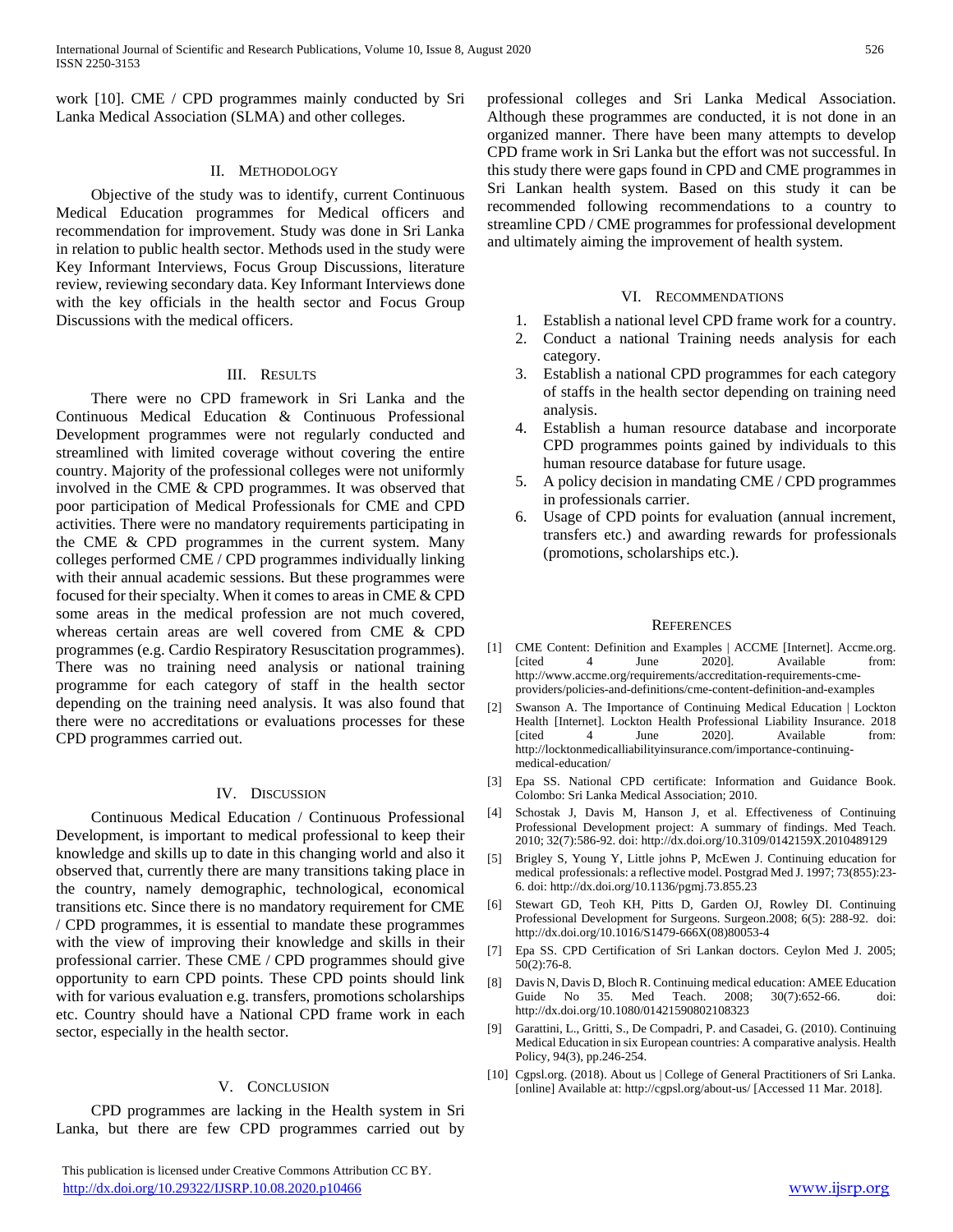work [10]. CME / CPD programmes mainly conducted by Sri Lanka Medical Association (SLMA) and other colleges.

## II. Methodology

Objective of the study was to identify, current Continuous Medical Education programmes for Medical officers and recommendation for improvement. Study was done in Sri Lanka in relation to public health sector. Methods used in the study were Key Informant Interviews, Focus Group Discussions, literature review, reviewing secondary data. Key Informant Interviews done with the key officials in the health sector and Focus Group Discussions with the medical officers.

## III. Results

There were no CPD framework in Sri Lanka and the Continuous Medical Education & Continuous Professional Development programmes were not regularly conducted and streamlined with limited coverage without covering the entire country. Majority of the professional colleges were not uniformly involved in the CME & CPD programmes. It was observed that poor participation of Medical Professionals for CME and CPD activities. There were no mandatory requirements participating in the CME & CPD programmes in the current system. Many colleges performed CME / CPD programmes individually linking with their annual academic sessions. But these programmes were focused for their specialty. When it comes to areas in CME & CPD some areas in the medical profession are not much covered, whereas certain areas are well covered from CME & CPD programmes (e.g. Cardio Respiratory Resuscitation programmes). There was no training need analysis or national training programme for each category of staff in the health sector depending on the training need analysis. It was also found that there were no accreditations or evaluations processes for these CPD programmes carried out.

## IV. Discussion

Continuous Medical Education / Continuous Professional Development, is important to medical professional to keep their knowledge and skills up to date in this changing world and also it observed that, currently there are many transitions taking place in the country, namely demographic, technological, economical transitions etc. Since there is no mandatory requirement for CME / CPD programmes, it is essential to mandate these programmes with the view of improving their knowledge and skills in their professional carrier. These CME / CPD programmes should give opportunity to earn CPD points. These CPD points should link with for various evaluation e.g. transfers, promotions scholarships etc. Country should have a National CPD frame work in each sector, especially in the health sector.

## V. Conclusion

CPD programmes are lacking in the Health system in Sri Lanka, but there are few CPD programmes carried out by professional colleges and Sri Lanka Medical Association. Although these programmes are conducted, it is not done in an organized manner. There have been many attempts to develop CPD frame work in Sri Lanka but the effort was not successful. In this study there were gaps found in CPD and CME programmes in Sri Lankan health system. Based on this study it can be recommended following recommendations to a country to streamline CPD / CME programmes for professional development and ultimately aiming the improvement of health system.

## VI. Recommendations

1. Establish a national level CPD frame work for a country.
2. Conduct a national Training needs analysis for each category.
3. Establish a national CPD programmes for each category of staffs in the health sector depending on training need analysis.
4. Establish a human resource database and incorporate CPD programmes points gained by individuals to this human resource database for future usage.
5. A policy decision in mandating CME / CPD programmes in professionals carrier.
6. Usage of CPD points for evaluation (annual increment, transfers etc.) and awarding rewards for professionals (promotions, scholarships etc.).

## References

[1] CME Content: Definition and Examples | ACCME [Internet]. Accme.org. [cited 4 June 2020]. Available from: http://www.accme.org/requirements/accreditation-requirements-cme-providers/policies-and-definitions/cme-content-definition-and-examples

[2] Swanson A. The Importance of Continuing Medical Education | Lockton Health [Internet]. Lockton Health Professional Liability Insurance. 2018 [cited 4 June 2020]. Available from: http://locktonmedicalliabilityinsurance.com/importance-continuing-medical-education/

[3] Epa SS. National CPD certificate: Information and Guidance Book. Colombo: Sri Lanka Medical Association; 2010.

[4] Schostak J, Davis M, Hanson J, et al. Effectiveness of Continuing Professional Development project: A summary of findings. Med Teach. 2010; 32(7):586-92. doi: http://dx.doi.org/10.3109/0142159X.2010489129

[5] Brigley S, Young Y, Little johns P, McEwen J. Continuing education for medical professionals: a reflective model. Postgrad Med J. 1997; 73(855):23-6. doi: http://dx.doi.org/10.1136/pgmj.73.855.23

[6] Stewart GD, Teoh KH, Pitts D, Garden OJ, Rowley DI. Continuing Professional Development for Surgeons. Surgeon.2008; 6(5): 288-92. doi: http://dx.doi.org/10.1016/S1479-666X(08)80053-4

[7] Epa SS. CPD Certification of Sri Lankan doctors. Ceylon Med J. 2005; 50(2):76-8.

[8] Davis N, Davis D, Bloch R. Continuing medical education: AMEE Education Guide No 35. Med Teach. 2008; 30(7):652-66. doi: http://dx.doi.org/10.1080/01421590802108323

[9] Garattini, L., Gritti, S., De Compadri, P. and Casadei, G. (2010). Continuing Medical Education in six European countries: A comparative analysis. Health Policy, 94(3), pp.246-254.

[10] Cgpsl.org. (2018). About us | College of General Practitioners of Sri Lanka. [online] Available at: http://cgpsl.org/about-us/ [Accessed 11 Mar. 2018].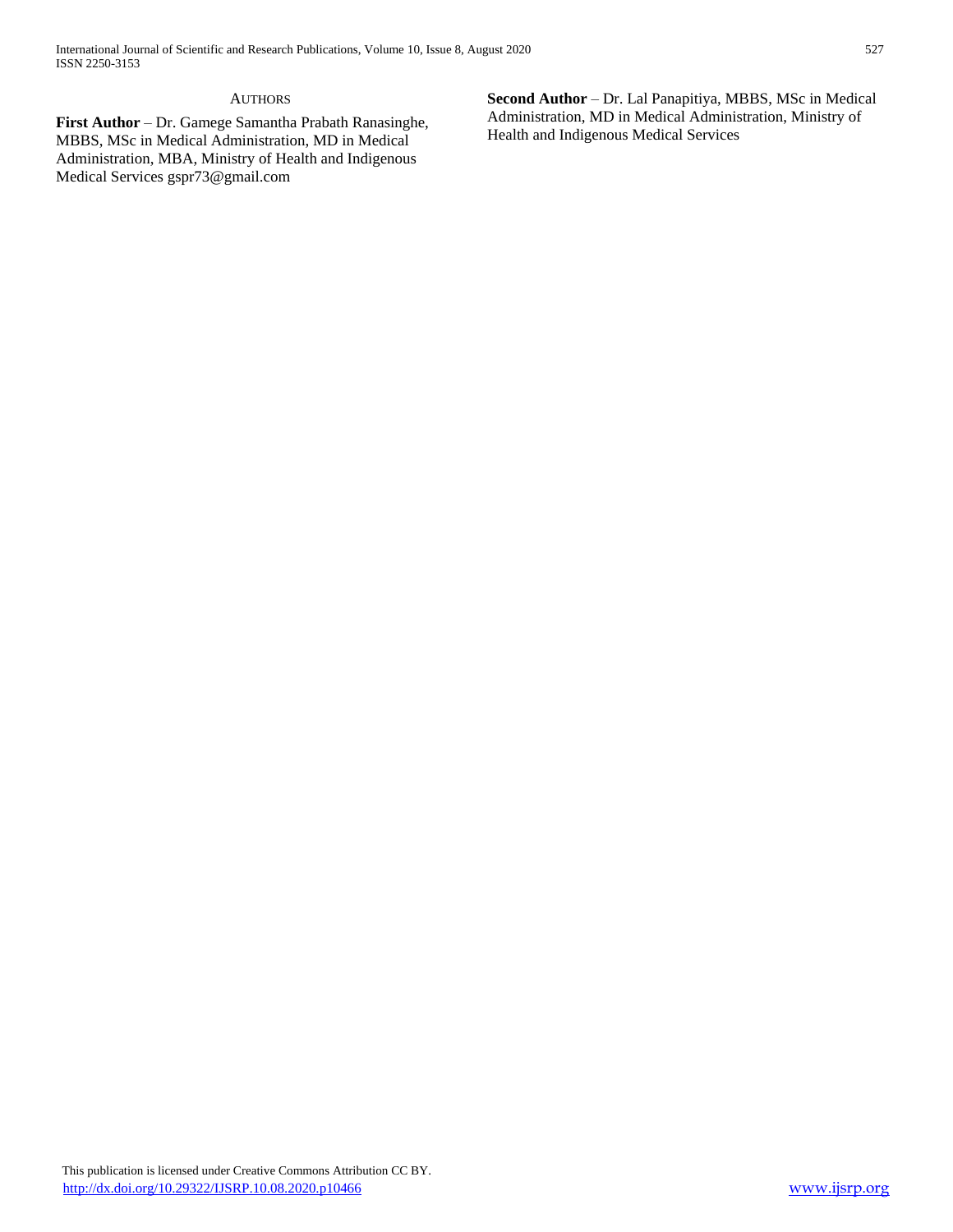AUTHORS

**First Author** – Dr. Gamege Samantha Prabath Ranasinghe, MBBS, MSc in Medical Administration, MD in Medical Administration, MBA, Ministry of Health and Indigenous Medical Services gspr73@gmail.com

**Second Author** – Dr. Lal Panapitiya, MBBS, MSc in Medical Administration, MD in Medical Administration, Ministry of Health and Indigenous Medical Services